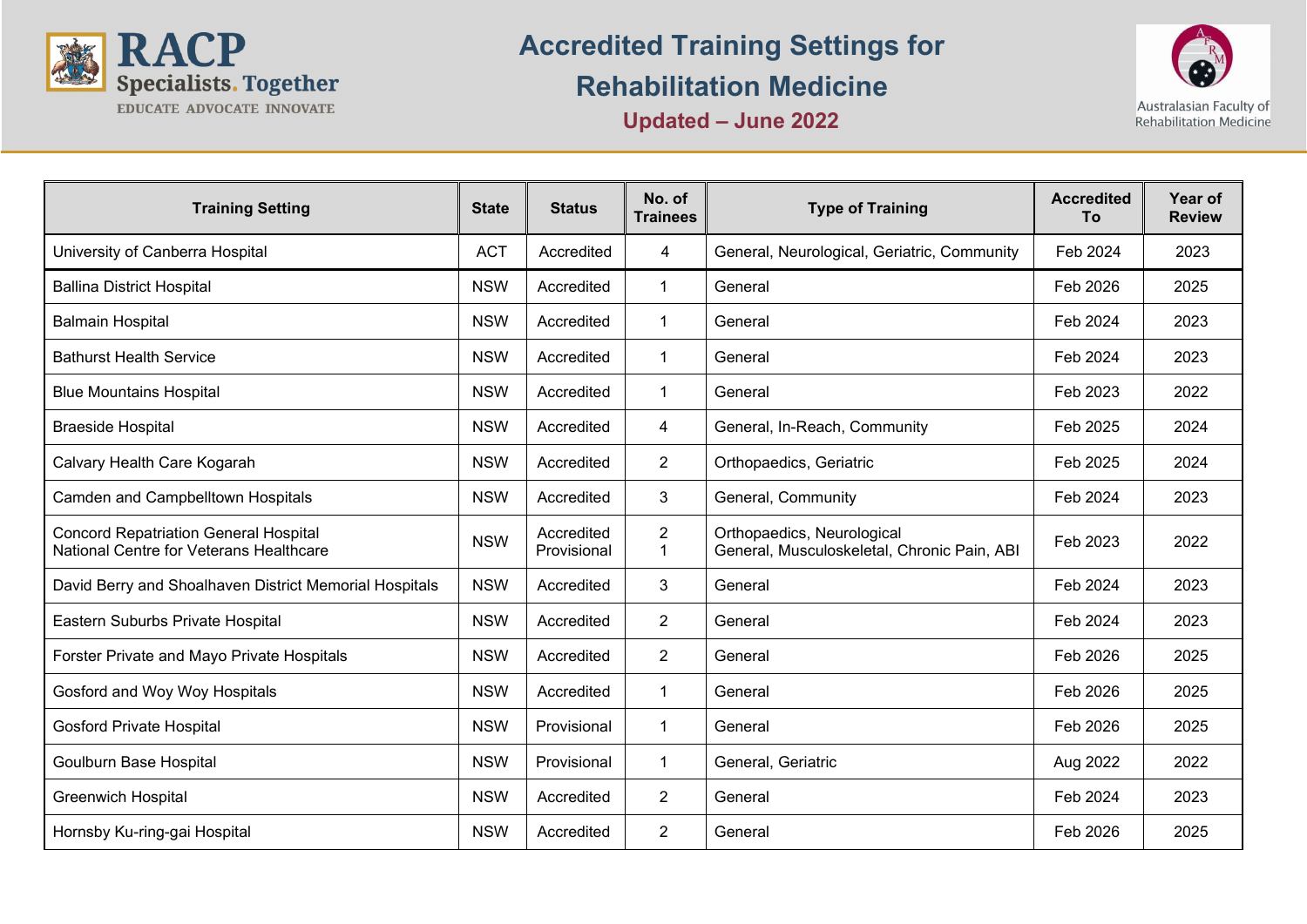RACP Specialists. Together
EDUCATE ADVOCATE INNOVATE

# Accredited Training Settings for Rehabilitation Medicine

## Updated – June 2022

Australasian Faculty of Rehabilitation Medicine

| Training Setting | State | Status | No. of Trainees | Type of Training | Accredited To | Year of Review |
|---|---|---|---|---|---|---|
| University of Canberra Hospital | ACT | Accredited | 4 | General, Neurological, Geriatric, Community | Feb 2024 | 2023 |
| Ballina District Hospital | NSW | Accredited | 1 | General | Feb 2026 | 2025 |
| Balmain Hospital | NSW | Accredited | 1 | General | Feb 2024 | 2023 |
| Bathurst Health Service | NSW | Accredited | 1 | General | Feb 2024 | 2023 |
| Blue Mountains Hospital | NSW | Accredited | 1 | General | Feb 2023 | 2022 |
| Braeside Hospital | NSW | Accredited | 4 | General, In-Reach, Community | Feb 2025 | 2024 |
| Calvary Health Care Kogarah | NSW | Accredited | 2 | Orthopaedics, Geriatric | Feb 2025 | 2024 |
| Camden and Campbelltown Hospitals | NSW | Accredited | 3 | General, Community | Feb 2024 | 2023 |
| Concord Repatriation General Hospital<br>National Centre for Veterans Healthcare | NSW | Accredited<br>Provisional | 2<br>1 | Orthopaedics, Neurological<br>General, Musculoskeletal, Chronic Pain, ABI | Feb 2023 | 2022 |
| David Berry and Shoalhaven District Memorial Hospitals | NSW | Accredited | 3 | General | Feb 2024 | 2023 |
| Eastern Suburbs Private Hospital | NSW | Accredited | 2 | General | Feb 2024 | 2023 |
| Forster Private and Mayo Private Hospitals | NSW | Accredited | 2 | General | Feb 2026 | 2025 |
| Gosford and Woy Woy Hospitals | NSW | Accredited | 1 | General | Feb 2026 | 2025 |
| Gosford Private Hospital | NSW | Provisional | 1 | General | Feb 2026 | 2025 |
| Goulburn Base Hospital | NSW | Provisional | 1 | General, Geriatric | Aug 2022 | 2022 |
| Greenwich Hospital | NSW | Accredited | 2 | General | Feb 2024 | 2023 |
| Hornsby Ku-ring-gai Hospital | NSW | Accredited | 2 | General | Feb 2026 | 2025 |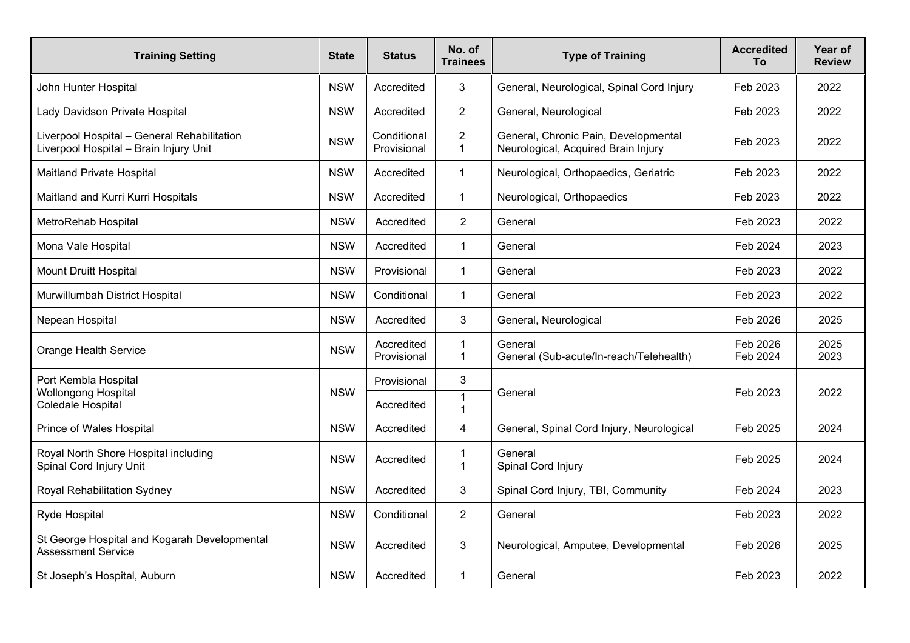| Training Setting | State | Status | No. of Trainees | Type of Training | Accredited To | Year of Review |
|---|---|---|---|---|---|---|
| John Hunter Hospital | NSW | Accredited | 3 | General, Neurological, Spinal Cord Injury | Feb 2023 | 2022 |
| Lady Davidson Private Hospital | NSW | Accredited | 2 | General, Neurological | Feb 2023 | 2022 |
| Liverpool Hospital – General Rehabilitation<br>Liverpool Hospital – Brain Injury Unit | NSW | Conditional<br>Provisional | 2<br>1 | General, Chronic Pain, Developmental<br>Neurological, Acquired Brain Injury | Feb 2023 | 2022 |
| Maitland Private Hospital | NSW | Accredited | 1 | Neurological, Orthopaedics, Geriatric | Feb 2023 | 2022 |
| Maitland and Kurri Kurri Hospitals | NSW | Accredited | 1 | Neurological, Orthopaedics | Feb 2023 | 2022 |
| MetroRehab Hospital | NSW | Accredited | 2 | General | Feb 2023 | 2022 |
| Mona Vale Hospital | NSW | Accredited | 1 | General | Feb 2024 | 2023 |
| Mount Druitt Hospital | NSW | Provisional | 1 | General | Feb 2023 | 2022 |
| Murwillumbah District Hospital | NSW | Conditional | 1 | General | Feb 2023 | 2022 |
| Nepean Hospital | NSW | Accredited | 3 | General, Neurological | Feb 2026 | 2025 |
| Orange Health Service | NSW | Accredited<br>Provisional | 1<br>1 | General<br>General (Sub-acute/In-reach/Telehealth) | Feb 2026<br>Feb 2024 | 2025<br>2023 |
| Port Kembla Hospital<br>Wollongong Hospital<br>Coledale Hospital | NSW | Provisional<br>Accredited | 3<br>1<br>1 | General | Feb 2023 | 2022 |
| Prince of Wales Hospital | NSW | Accredited | 4 | General, Spinal Cord Injury, Neurological | Feb 2025 | 2024 |
| Royal North Shore Hospital including<br>Spinal Cord Injury Unit | NSW | Accredited | 1<br>1 | General<br>Spinal Cord Injury | Feb 2025 | 2024 |
| Royal Rehabilitation Sydney | NSW | Accredited | 3 | Spinal Cord Injury, TBI, Community | Feb 2024 | 2023 |
| Ryde Hospital | NSW | Conditional | 2 | General | Feb 2023 | 2022 |
| St George Hospital and Kogarah Developmental Assessment Service | NSW | Accredited | 3 | Neurological, Amputee, Developmental | Feb 2026 | 2025 |
| St Joseph's Hospital, Auburn | NSW | Accredited | 1 | General | Feb 2023 | 2022 |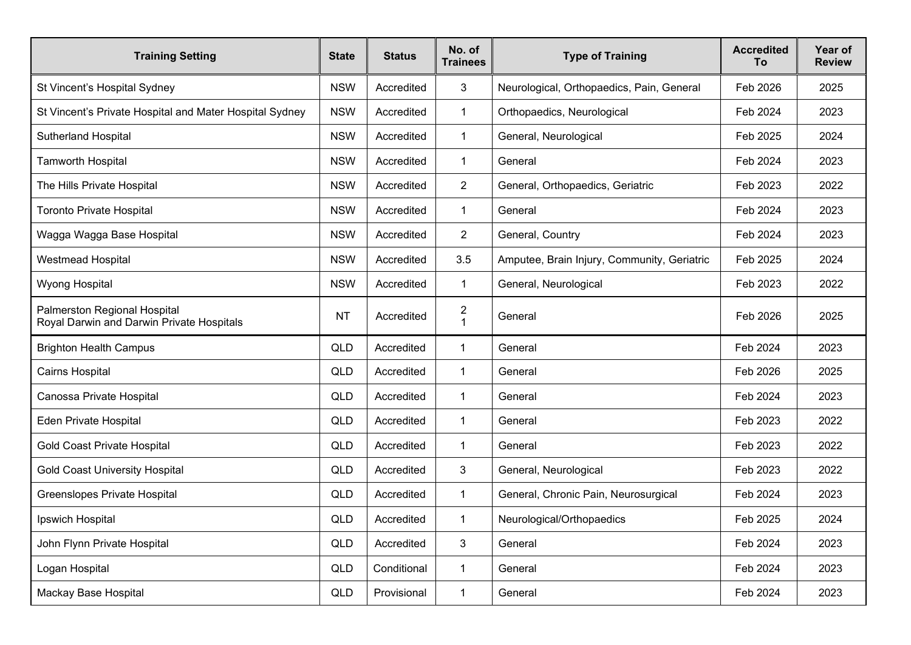| Training Setting | State | Status | No. of Trainees | Type of Training | Accredited To | Year of Review |
|---|---|---|---|---|---|---|
| St Vincent's Hospital Sydney | NSW | Accredited | 3 | Neurological, Orthopaedics, Pain, General | Feb 2026 | 2025 |
| St Vincent's Private Hospital and Mater Hospital Sydney | NSW | Accredited | 1 | Orthopaedics, Neurological | Feb 2024 | 2023 |
| Sutherland Hospital | NSW | Accredited | 1 | General, Neurological | Feb 2025 | 2024 |
| Tamworth Hospital | NSW | Accredited | 1 | General | Feb 2024 | 2023 |
| The Hills Private Hospital | NSW | Accredited | 2 | General, Orthopaedics, Geriatric | Feb 2023 | 2022 |
| Toronto Private Hospital | NSW | Accredited | 1 | General | Feb 2024 | 2023 |
| Wagga Wagga Base Hospital | NSW | Accredited | 2 | General, Country | Feb 2024 | 2023 |
| Westmead Hospital | NSW | Accredited | 3.5 | Amputee, Brain Injury, Community, Geriatric | Feb 2025 | 2024 |
| Wyong Hospital | NSW | Accredited | 1 | General, Neurological | Feb 2023 | 2022 |
| Palmerston Regional Hospital<br>Royal Darwin and Darwin Private Hospitals | NT | Accredited | 2<br>1 | General | Feb 2026 | 2025 |
| Brighton Health Campus | QLD | Accredited | 1 | General | Feb 2024 | 2023 |
| Cairns Hospital | QLD | Accredited | 1 | General | Feb 2026 | 2025 |
| Canossa Private Hospital | QLD | Accredited | 1 | General | Feb 2024 | 2023 |
| Eden Private Hospital | QLD | Accredited | 1 | General | Feb 2023 | 2022 |
| Gold Coast Private Hospital | QLD | Accredited | 1 | General | Feb 2023 | 2022 |
| Gold Coast University Hospital | QLD | Accredited | 3 | General, Neurological | Feb 2023 | 2022 |
| Greenslopes Private Hospital | QLD | Accredited | 1 | General, Chronic Pain, Neurosurgical | Feb 2024 | 2023 |
| Ipswich Hospital | QLD | Accredited | 1 | Neurological/Orthopaedics | Feb 2025 | 2024 |
| John Flynn Private Hospital | QLD | Accredited | 3 | General | Feb 2024 | 2023 |
| Logan Hospital | QLD | Conditional | 1 | General | Feb 2024 | 2023 |
| Mackay Base Hospital | QLD | Provisional | 1 | General | Feb 2024 | 2023 |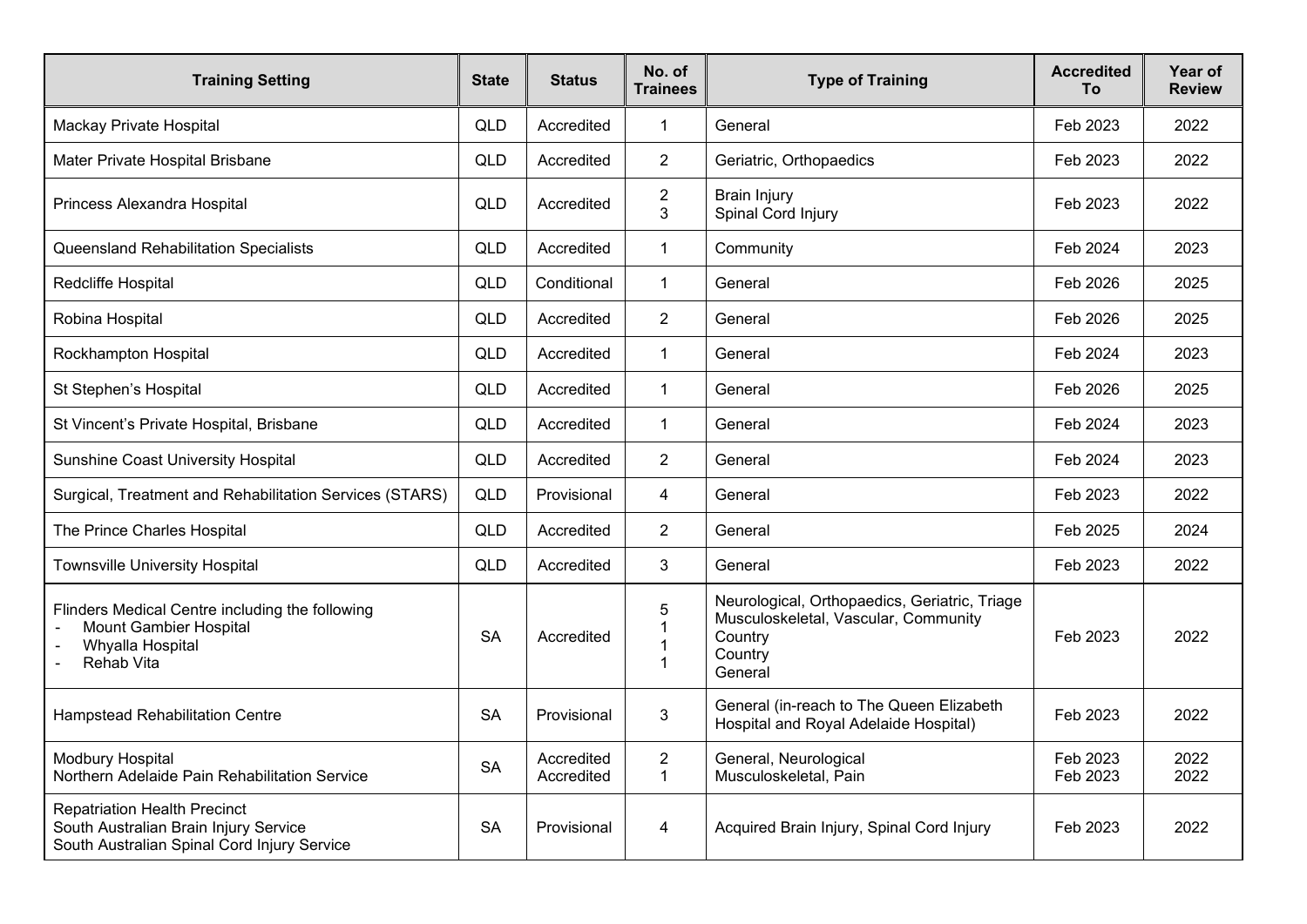| Training Setting | State | Status | No. of Trainees | Type of Training | Accredited To | Year of Review |
|---|---|---|---|---|---|---|
| Mackay Private Hospital | QLD | Accredited | 1 | General | Feb 2023 | 2022 |
| Mater Private Hospital Brisbane | QLD | Accredited | 2 | Geriatric, Orthopaedics | Feb 2023 | 2022 |
| Princess Alexandra Hospital | QLD | Accredited | 2<br>3 | Brain Injury<br>Spinal Cord Injury | Feb 2023 | 2022 |
| Queensland Rehabilitation Specialists | QLD | Accredited | 1 | Community | Feb 2024 | 2023 |
| Redcliffe Hospital | QLD | Conditional | 1 | General | Feb 2026 | 2025 |
| Robina Hospital | QLD | Accredited | 2 | General | Feb 2026 | 2025 |
| Rockhampton Hospital | QLD | Accredited | 1 | General | Feb 2024 | 2023 |
| St Stephen's Hospital | QLD | Accredited | 1 | General | Feb 2026 | 2025 |
| St Vincent's Private Hospital, Brisbane | QLD | Accredited | 1 | General | Feb 2024 | 2023 |
| Sunshine Coast University Hospital | QLD | Accredited | 2 | General | Feb 2024 | 2023 |
| Surgical, Treatment and Rehabilitation Services (STARS) | QLD | Provisional | 4 | General | Feb 2023 | 2022 |
| The Prince Charles Hospital | QLD | Accredited | 2 | General | Feb 2025 | 2024 |
| Townsville University Hospital | QLD | Accredited | 3 | General | Feb 2023 | 2022 |
| Flinders Medical Centre including the following<br>- Mount Gambier Hospital<br>- Whyalla Hospital<br>- Rehab Vita | SA | Accredited | 5<br>1<br>1<br>1 | Neurological, Orthopaedics, Geriatric, Triage Musculoskeletal, Vascular, Community<br>Country<br>Country<br>General | Feb 2023 | 2022 |
| Hampstead Rehabilitation Centre | SA | Provisional | 3 | General (in-reach to The Queen Elizabeth Hospital and Royal Adelaide Hospital) | Feb 2023 | 2022 |
| Modbury Hospital<br>Northern Adelaide Pain Rehabilitation Service | SA | Accredited<br>Accredited | 2<br>1 | General, Neurological<br>Musculoskeletal, Pain | Feb 2023<br>Feb 2023 | 2022<br>2022 |
| Repatriation Health Precinct<br>South Australian Brain Injury Service<br>South Australian Spinal Cord Injury Service | SA | Provisional | 4 | Acquired Brain Injury, Spinal Cord Injury | Feb 2023 | 2022 |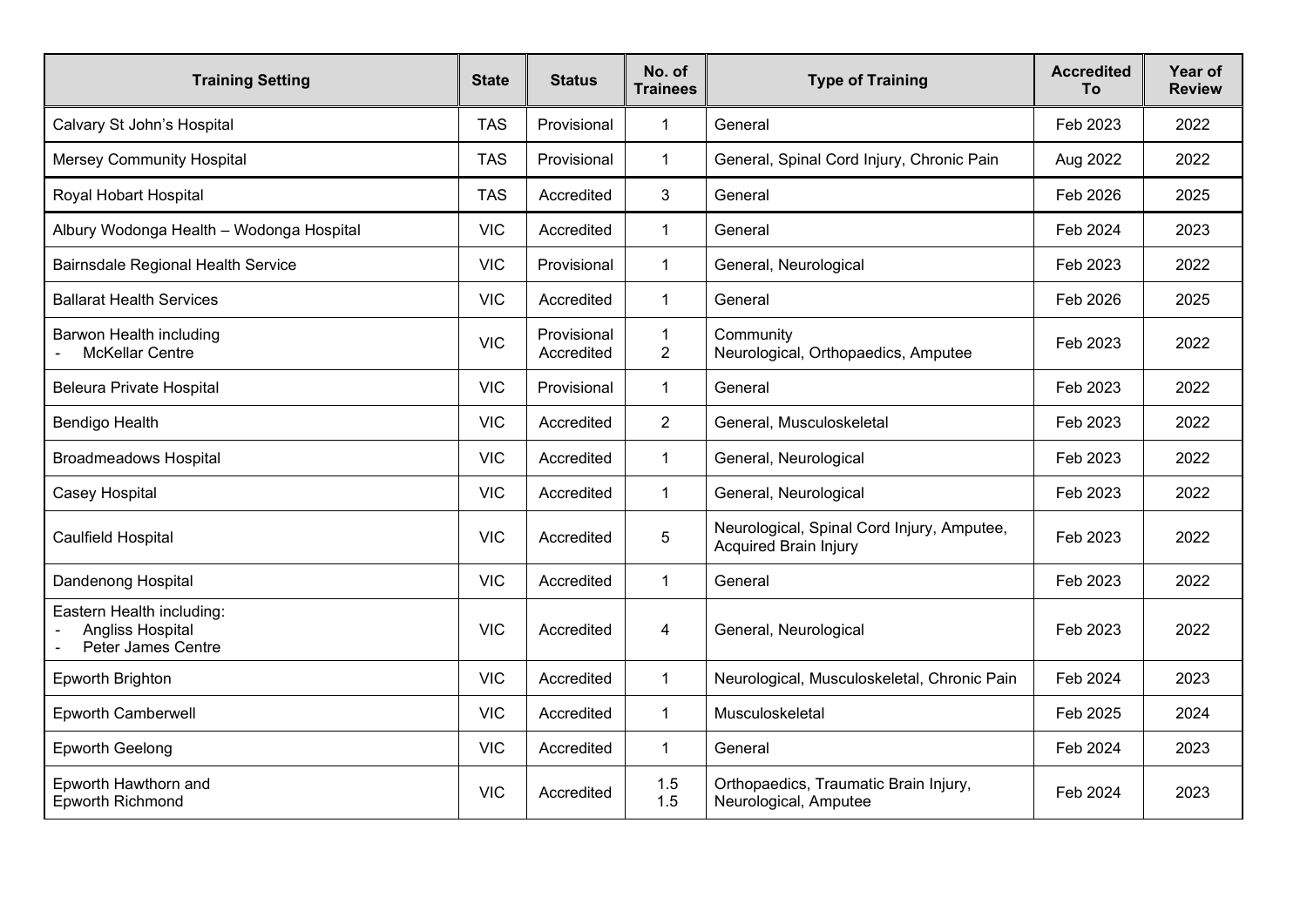| Training Setting | State | Status | No. of Trainees | Type of Training | Accredited To | Year of Review |
|---|---|---|---|---|---|---|
| Calvary St John's Hospital | TAS | Provisional | 1 | General | Feb 2023 | 2022 |
| Mersey Community Hospital | TAS | Provisional | 1 | General, Spinal Cord Injury, Chronic Pain | Aug 2022 | 2022 |
| Royal Hobart Hospital | TAS | Accredited | 3 | General | Feb 2026 | 2025 |
| Albury Wodonga Health – Wodonga Hospital | VIC | Accredited | 1 | General | Feb 2024 | 2023 |
| Bairnsdale Regional Health Service | VIC | Provisional | 1 | General, Neurological | Feb 2023 | 2022 |
| Ballarat Health Services | VIC | Accredited | 1 | General | Feb 2026 | 2025 |
| Barwon Health including<br>- McKellar Centre | VIC | Provisional<br>Accredited | 1<br>2 | Community<br>Neurological, Orthopaedics, Amputee | Feb 2023 | 2022 |
| Beleura Private Hospital | VIC | Provisional | 1 | General | Feb 2023 | 2022 |
| Bendigo Health | VIC | Accredited | 2 | General, Musculoskeletal | Feb 2023 | 2022 |
| Broadmeadows Hospital | VIC | Accredited | 1 | General, Neurological | Feb 2023 | 2022 |
| Casey Hospital | VIC | Accredited | 1 | General, Neurological | Feb 2023 | 2022 |
| Caulfield Hospital | VIC | Accredited | 5 | Neurological, Spinal Cord Injury, Amputee, Acquired Brain Injury | Feb 2023 | 2022 |
| Dandenong Hospital | VIC | Accredited | 1 | General | Feb 2023 | 2022 |
| Eastern Health including:<br>- Angliss Hospital<br>- Peter James Centre | VIC | Accredited | 4 | General, Neurological | Feb 2023 | 2022 |
| Epworth Brighton | VIC | Accredited | 1 | Neurological, Musculoskeletal, Chronic Pain | Feb 2024 | 2023 |
| Epworth Camberwell | VIC | Accredited | 1 | Musculoskeletal | Feb 2025 | 2024 |
| Epworth Geelong | VIC | Accredited | 1 | General | Feb 2024 | 2023 |
| Epworth Hawthorn and<br>Epworth Richmond | VIC | Accredited | 1.5<br>1.5 | Orthopaedics, Traumatic Brain Injury, Neurological, Amputee | Feb 2024 | 2023 |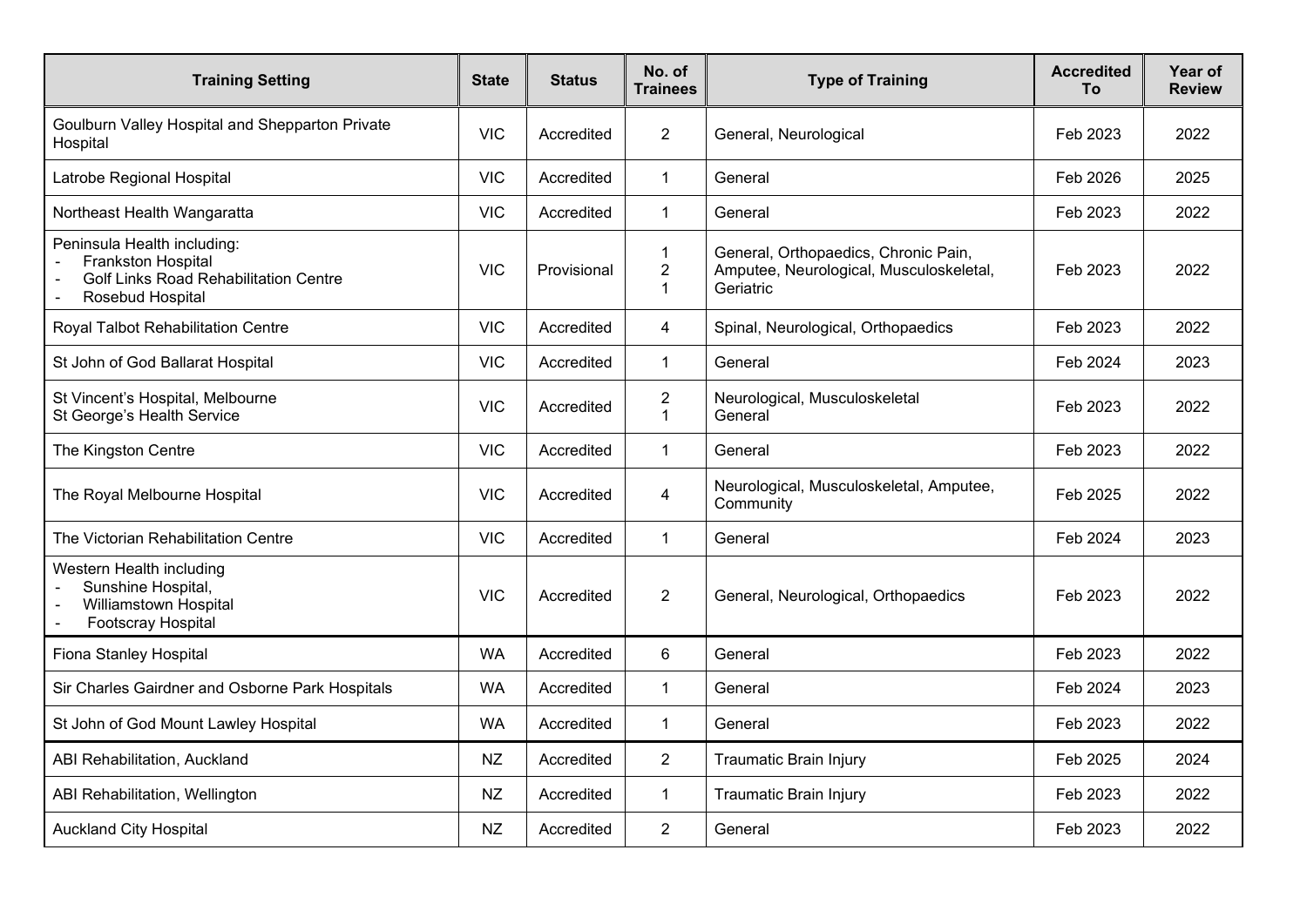| Training Setting | State | Status | No. of Trainees | Type of Training | Accredited To | Year of Review |
|---|---|---|---|---|---|---|
| Goulburn Valley Hospital and Shepparton Private Hospital | VIC | Accredited | 2 | General, Neurological | Feb 2023 | 2022 |
| Latrobe Regional Hospital | VIC | Accredited | 1 | General | Feb 2026 | 2025 |
| Northeast Health Wangaratta | VIC | Accredited | 1 | General | Feb 2023 | 2022 |
| Peninsula Health including:<br>- Frankston Hospital<br>- Golf Links Road Rehabilitation Centre<br>- Rosebud Hospital | VIC | Provisional | 1<br>2<br>1 | General, Orthopaedics, Chronic Pain, Amputee, Neurological, Musculoskeletal, Geriatric | Feb 2023 | 2022 |
| Royal Talbot Rehabilitation Centre | VIC | Accredited | 4 | Spinal, Neurological, Orthopaedics | Feb 2023 | 2022 |
| St John of God Ballarat Hospital | VIC | Accredited | 1 | General | Feb 2024 | 2023 |
| St Vincent's Hospital, Melbourne<br>St George's Health Service | VIC | Accredited | 2<br>1 | Neurological, Musculoskeletal<br>General | Feb 2023 | 2022 |
| The Kingston Centre | VIC | Accredited | 1 | General | Feb 2023 | 2022 |
| The Royal Melbourne Hospital | VIC | Accredited | 4 | Neurological, Musculoskeletal, Amputee, Community | Feb 2025 | 2022 |
| The Victorian Rehabilitation Centre | VIC | Accredited | 1 | General | Feb 2024 | 2023 |
| Western Health including<br>- Sunshine Hospital,<br>- Williamstown Hospital<br>- Footscray Hospital | VIC | Accredited | 2 | General, Neurological, Orthopaedics | Feb 2023 | 2022 |
| Fiona Stanley Hospital | WA | Accredited | 6 | General | Feb 2023 | 2022 |
| Sir Charles Gairdner and Osborne Park Hospitals | WA | Accredited | 1 | General | Feb 2024 | 2023 |
| St John of God Mount Lawley Hospital | WA | Accredited | 1 | General | Feb 2023 | 2022 |
| ABI Rehabilitation, Auckland | NZ | Accredited | 2 | Traumatic Brain Injury | Feb 2025 | 2024 |
| ABI Rehabilitation, Wellington | NZ | Accredited | 1 | Traumatic Brain Injury | Feb 2023 | 2022 |
| Auckland City Hospital | NZ | Accredited | 2 | General | Feb 2023 | 2022 |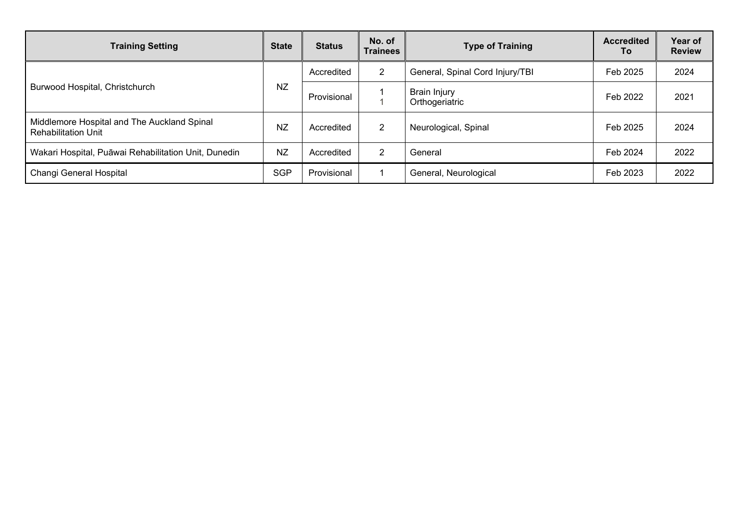| Training Setting | State | Status | No. of Trainees | Type of Training | Accredited To | Year of Review |
|---|---|---|---|---|---|---|
| Burwood Hospital, Christchurch | NZ | Accredited | 2 | General, Spinal Cord Injury/TBI | Feb 2025 | 2024 |
| | | Provisional | 1<br>1 | Brain Injury<br>Orthogeriatric | Feb 2022 | 2021 |
| Middlemore Hospital and The Auckland Spinal Rehabilitation Unit | NZ | Accredited | 2 | Neurological, Spinal | Feb 2025 | 2024 |
| Wakari Hospital, Puāwai Rehabilitation Unit, Dunedin | NZ | Accredited | 2 | General | Feb 2024 | 2022 |
| Changi General Hospital | SGP | Provisional | 1 | General, Neurological | Feb 2023 | 2022 |